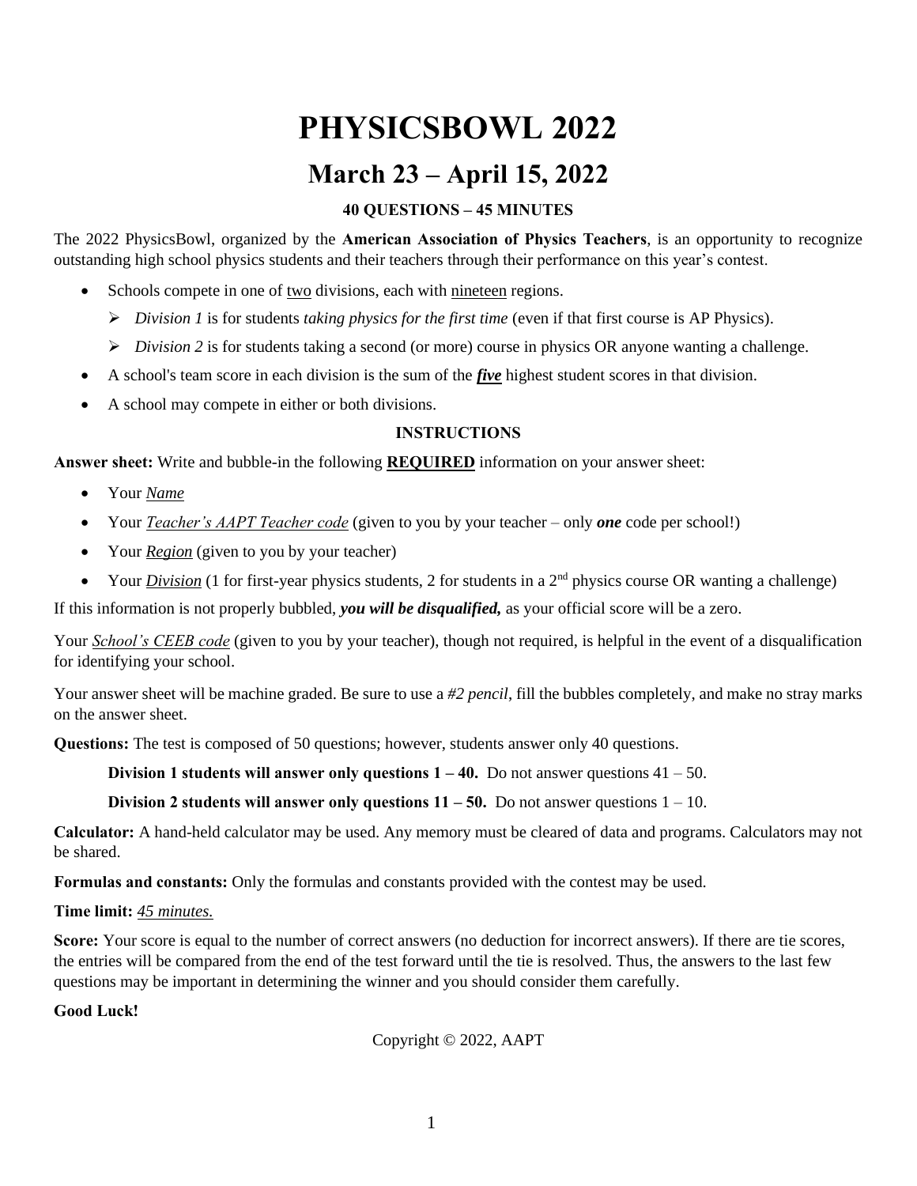# PHYSICSBOWL 2022

## March 23 – April 15, 2022

**40 QUESTIONS – 45 MINUTES**

The 2022 PhysicsBowl, organized by the **American Association of Physics Teachers**, is an opportunity to recognize outstanding high school physics students and their teachers through their performance on this year's contest.

- Schools compete in one of two divisions, each with nineteen regions.
  - *Division 1* is for students *taking physics for the first time* (even if that first course is AP Physics).
  - *Division 2* is for students taking a second (or more) course in physics OR anyone wanting a challenge.
- A school's team score in each division is the sum of the ***five*** highest student scores in that division.
- A school may compete in either or both divisions.

**INSTRUCTIONS**

**Answer sheet:** Write and bubble-in the following **REQUIRED** information on your answer sheet:

- Your *Name*
- Your *Teacher's AAPT Teacher code* (given to you by your teacher – only ***one*** code per school!)
- Your *Region* (given to you by your teacher)
- Your *Division* (1 for first-year physics students, 2 for students in a 2nd physics course OR wanting a challenge)

If this information is not properly bubbled, ***you will be disqualified,*** as your official score will be a zero.

Your *School's CEEB code* (given to you by your teacher), though not required, is helpful in the event of a disqualification for identifying your school.

Your answer sheet will be machine graded. Be sure to use a *#2 pencil*, fill the bubbles completely, and make no stray marks on the answer sheet.

**Questions:** The test is composed of 50 questions; however, students answer only 40 questions.

**Division 1 students will answer only questions 1 – 40.** Do not answer questions 41 – 50.

**Division 2 students will answer only questions 11 – 50.** Do not answer questions 1 – 10.

**Calculator:** A hand-held calculator may be used. Any memory must be cleared of data and programs. Calculators may not be shared.

**Formulas and constants:** Only the formulas and constants provided with the contest may be used.

**Time limit:** *45 minutes.*

**Score:** Your score is equal to the number of correct answers (no deduction for incorrect answers). If there are tie scores, the entries will be compared from the end of the test forward until the tie is resolved. Thus, the answers to the last few questions may be important in determining the winner and you should consider them carefully.

**Good Luck!**

Copyright © 2022, AAPT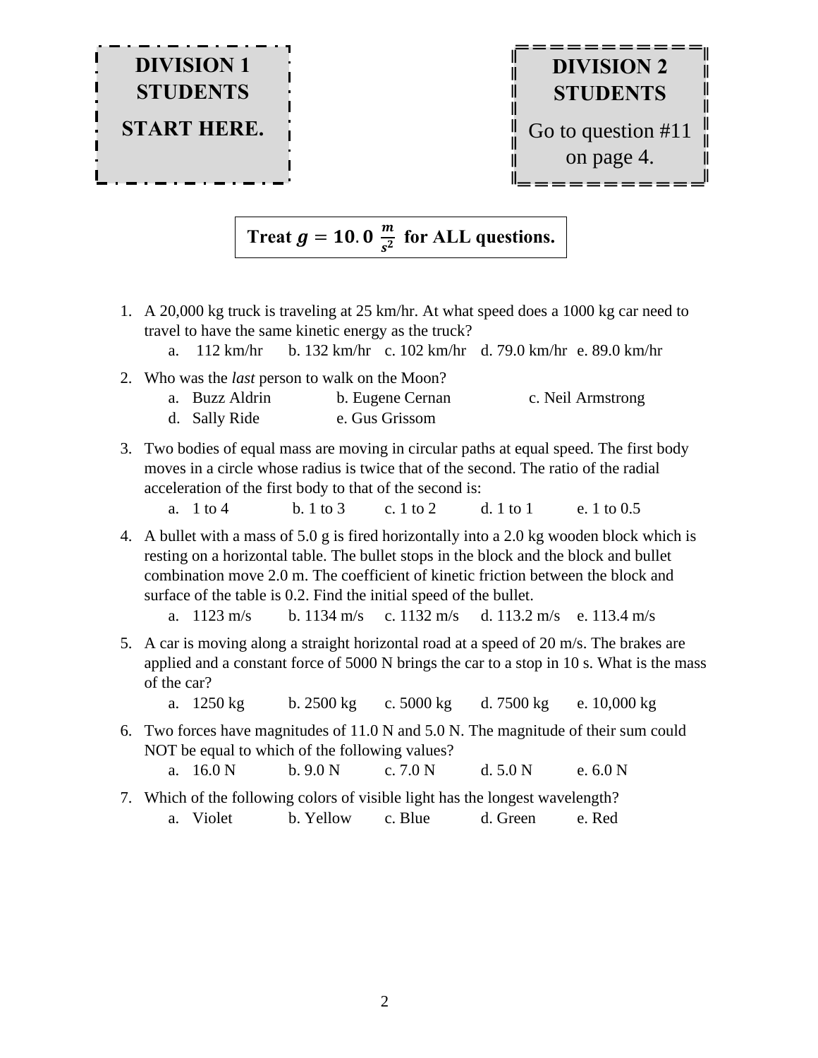**DIVISION 1 STUDENTS**

**START HERE.**

**DIVISION 2 STUDENTS**

Go to question #11 on page 4.

**Treat $g = 10.0\ \frac{m}{s^2}$ for ALL questions.**

1. A 20,000 kg truck is traveling at 25 km/hr. At what speed does a 1000 kg car need to travel to have the same kinetic energy as the truck?
   a. 112 km/hr  b. 132 km/hr  c. 102 km/hr  d. 79.0 km/hr  e. 89.0 km/hr

2. Who was the *last* person to walk on the Moon?
   a. Buzz Aldrin  b. Eugene Cernan  c. Neil Armstrong
   d. Sally Ride  e. Gus Grissom

3. Two bodies of equal mass are moving in circular paths at equal speed. The first body moves in a circle whose radius is twice that of the second. The ratio of the radial acceleration of the first body to that of the second is:
   a. 1 to 4  b. 1 to 3  c. 1 to 2  d. 1 to 1  e. 1 to 0.5

4. A bullet with a mass of 5.0 g is fired horizontally into a 2.0 kg wooden block which is resting on a horizontal table. The bullet stops in the block and the block and bullet combination move 2.0 m. The coefficient of kinetic friction between the block and surface of the table is 0.2. Find the initial speed of the bullet.
   a. 1123 m/s  b. 1134 m/s  c. 1132 m/s  d. 113.2 m/s  e. 113.4 m/s

5. A car is moving along a straight horizontal road at a speed of 20 m/s. The brakes are applied and a constant force of 5000 N brings the car to a stop in 10 s. What is the mass of the car?
   a. 1250 kg  b. 2500 kg  c. 5000 kg  d. 7500 kg  e. 10,000 kg

6. Two forces have magnitudes of 11.0 N and 5.0 N. The magnitude of their sum could NOT be equal to which of the following values?
   a. 16.0 N  b. 9.0 N  c. 7.0 N  d. 5.0 N  e. 6.0 N

7. Which of the following colors of visible light has the longest wavelength?
   a. Violet  b. Yellow  c. Blue  d. Green  e. Red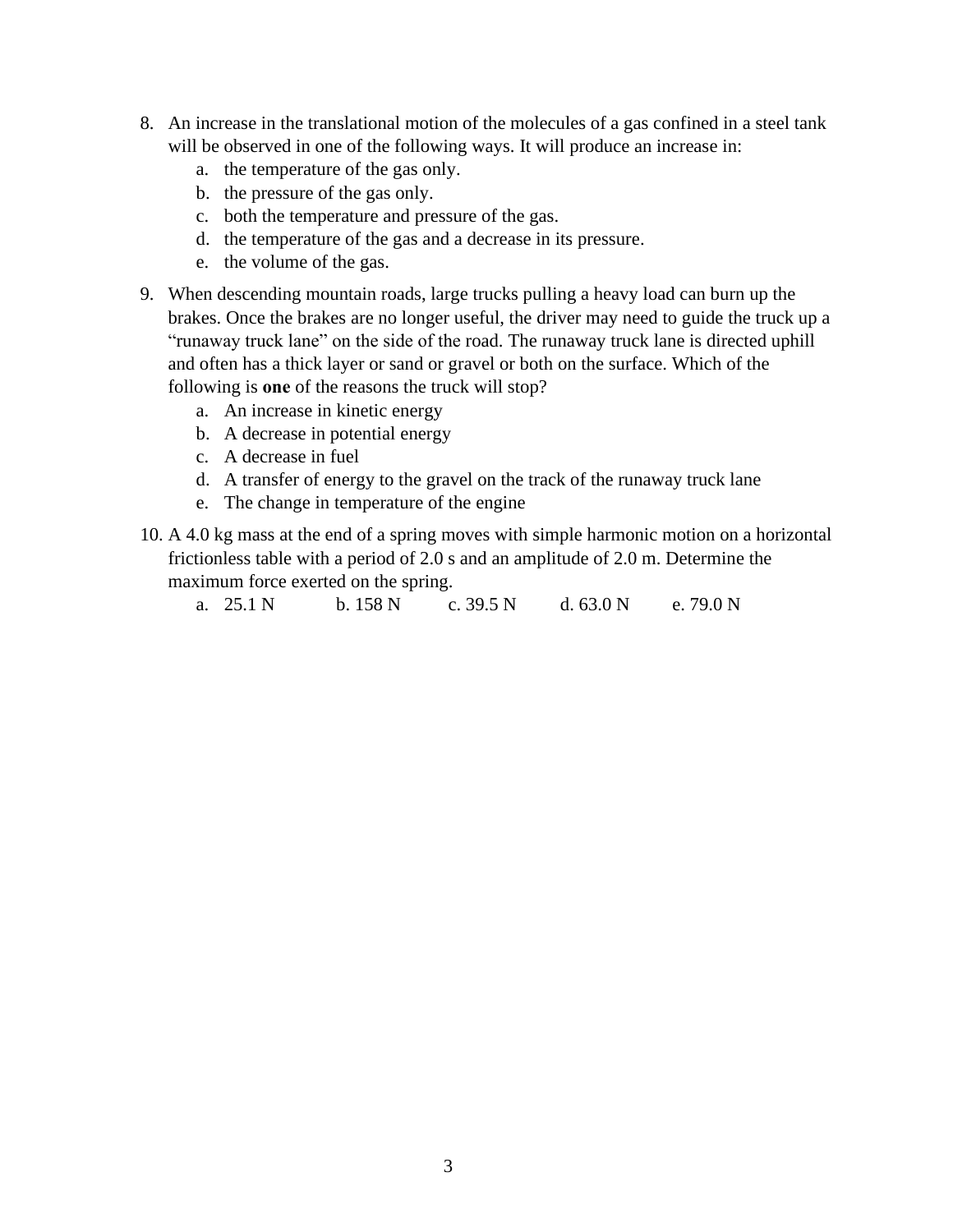8. An increase in the translational motion of the molecules of a gas confined in a steel tank will be observed in one of the following ways. It will produce an increase in:
    a. the temperature of the gas only.
    b. the pressure of the gas only.
    c. both the temperature and pressure of the gas.
    d. the temperature of the gas and a decrease in its pressure.
    e. the volume of the gas.

9. When descending mountain roads, large trucks pulling a heavy load can burn up the brakes. Once the brakes are no longer useful, the driver may need to guide the truck up a "runaway truck lane" on the side of the road. The runaway truck lane is directed uphill and often has a thick layer or sand or gravel or both on the surface. Which of the following is **one** of the reasons the truck will stop?
    a. An increase in kinetic energy
    b. A decrease in potential energy
    c. A decrease in fuel
    d. A transfer of energy to the gravel on the track of the runaway truck lane
    e. The change in temperature of the engine

10. A 4.0 kg mass at the end of a spring moves with simple harmonic motion on a horizontal frictionless table with a period of 2.0 s and an amplitude of 2.0 m. Determine the maximum force exerted on the spring.
    a. 25.1 N  b. 158 N  c. 39.5 N  d. 63.0 N  e. 79.0 N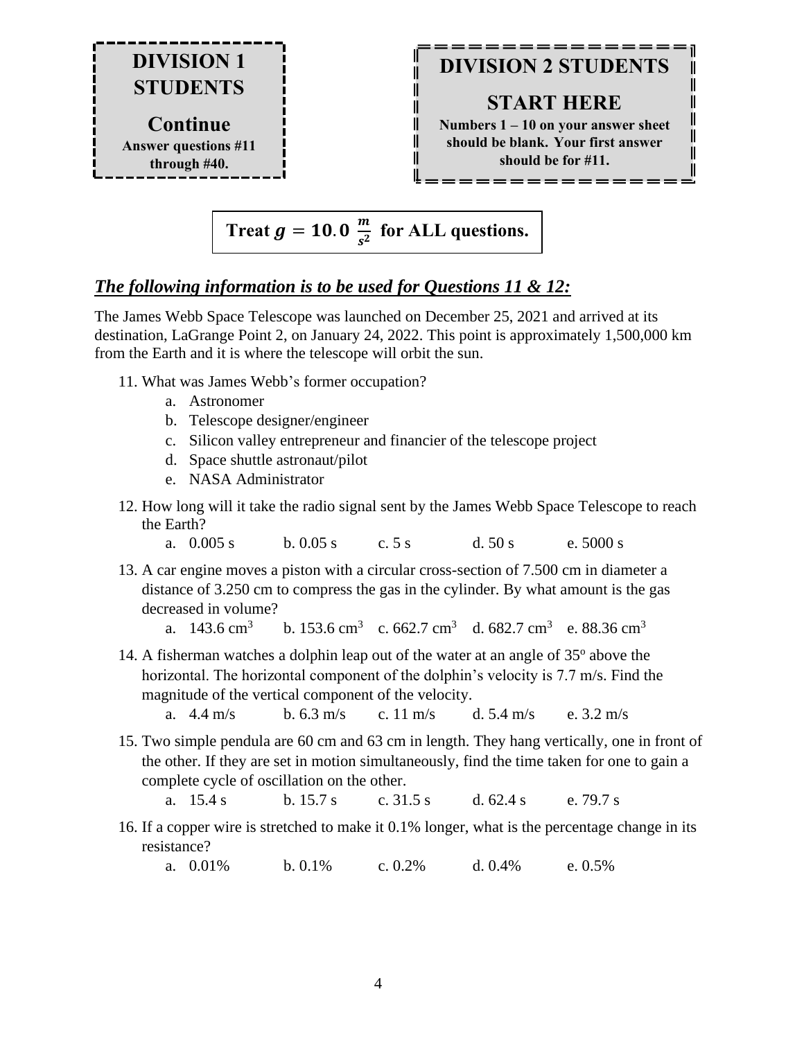**DIVISION 1 STUDENTS**

**Continue**

**Answer questions #11 through #40.**

**DIVISION 2 STUDENTS**

**START HERE**

**Numbers 1 – 10 on your answer sheet should be blank. Your first answer should be for #11.**

**Treat $g = 10.0\ \frac{m}{s^2}$ for ALL questions.**

***The following information is to be used for Questions 11 & 12:***

The James Webb Space Telescope was launched on December 25, 2021 and arrived at its destination, LaGrange Point 2, on January 24, 2022. This point is approximately 1,500,000 km from the Earth and it is where the telescope will orbit the sun.

11. What was James Webb's former occupation?
    - a. Astronomer
    - b. Telescope designer/engineer
    - c. Silicon valley entrepreneur and financier of the telescope project
    - d. Space shuttle astronaut/pilot
    - e. NASA Administrator

12. How long will it take the radio signal sent by the James Webb Space Telescope to reach the Earth?
    - a. 0.005 s  b. 0.05 s  c. 5 s  d. 50 s  e. 5000 s

13. A car engine moves a piston with a circular cross-section of 7.500 cm in diameter a distance of 3.250 cm to compress the gas in the cylinder. By what amount is the gas decreased in volume?
    - a. 143.6 $cm^3$  b. 153.6 $cm^3$  c. 662.7 $cm^3$  d. 682.7 $cm^3$  e. 88.36 $cm^3$

14. A fisherman watches a dolphin leap out of the water at an angle of $35^o$ above the horizontal. The horizontal component of the dolphin's velocity is 7.7 m/s. Find the magnitude of the vertical component of the velocity.
    - a. 4.4 m/s  b. 6.3 m/s  c. 11 m/s  d. 5.4 m/s  e. 3.2 m/s

15. Two simple pendula are 60 cm and 63 cm in length. They hang vertically, one in front of the other. If they are set in motion simultaneously, find the time taken for one to gain a complete cycle of oscillation on the other.
    - a. 15.4 s  b. 15.7 s  c. 31.5 s  d. 62.4 s  e. 79.7 s

16. If a copper wire is stretched to make it 0.1% longer, what is the percentage change in its resistance?
    - a. 0.01%  b. 0.1%  c. 0.2%  d. 0.4%  e. 0.5%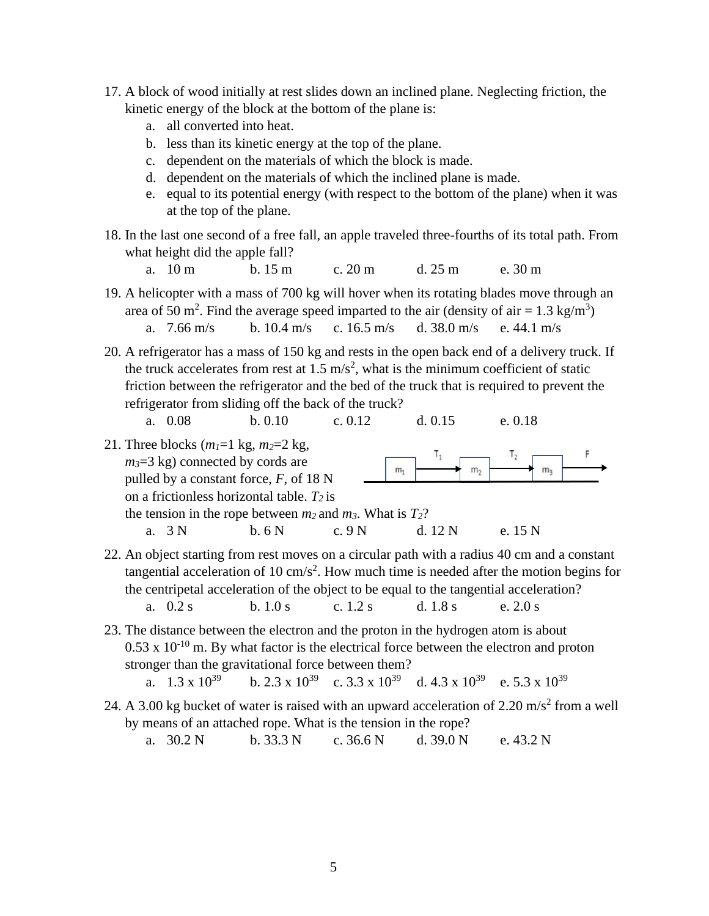17. A block of wood initially at rest slides down an inclined plane. Neglecting friction, the kinetic energy of the block at the bottom of the plane is:
    a. all converted into heat.
    b. less than its kinetic energy at the top of the plane.
    c. dependent on the materials of which the block is made.
    d. dependent on the materials of which the inclined plane is made.
    e. equal to its potential energy (with respect to the bottom of the plane) when it was at the top of the plane.

18. In the last one second of a free fall, an apple traveled three-fourths of its total path. From what height did the apple fall?
    a. 10 m b. 15 m c. 20 m d. 25 m e. 30 m

19. A helicopter with a mass of 700 kg will hover when its rotating blades move through an area of 50 $m^2$. Find the average speed imparted to the air (density of air = 1.3 $kg/m^3$)
    a. 7.66 m/s b. 10.4 m/s c. 16.5 m/s d. 38.0 m/s e. 44.1 m/s

20. A refrigerator has a mass of 150 kg and rests in the open back end of a delivery truck. If the truck accelerates from rest at 1.5 $m/s^2$, what is the minimum coefficient of static friction between the refrigerator and the bed of the truck that is required to prevent the refrigerator from sliding off the back of the truck?
    a. 0.08 b. 0.10 c. 0.12 d. 0.15 e. 0.18

21. Three blocks ($m_1$=1 kg, $m_2$=2 kg, $m_3$=3 kg) connected by cords are pulled by a constant force, $F$, of 18 N on a frictionless horizontal table. $T_2$ is the tension in the rope between $m_2$ and $m_3$. What is $T_2$?

    m₁ —T₁→ m₂ —T₂→ m₃ —F→

    a. 3 N b. 6 N c. 9 N d. 12 N e. 15 N

22. An object starting from rest moves on a circular path with a radius 40 cm and a constant tangential acceleration of 10 $cm/s^2$. How much time is needed after the motion begins for the centripetal acceleration of the object to be equal to the tangential acceleration?
    a. 0.2 s b. 1.0 s c. 1.2 s d. 1.8 s e. 2.0 s

23. The distance between the electron and the proton in the hydrogen atom is about $0.53 \times 10^{-10}$ m. By what factor is the electrical force between the electron and proton stronger than the gravitational force between them?
    a. $1.3 \times 10^{39}$ b. $2.3 \times 10^{39}$ c. $3.3 \times 10^{39}$ d. $4.3 \times 10^{39}$ e. $5.3 \times 10^{39}$

24. A 3.00 kg bucket of water is raised with an upward acceleration of 2.20 $m/s^2$ from a well by means of an attached rope. What is the tension in the rope?
    a. 30.2 N b. 33.3 N c. 36.6 N d. 39.0 N e. 43.2 N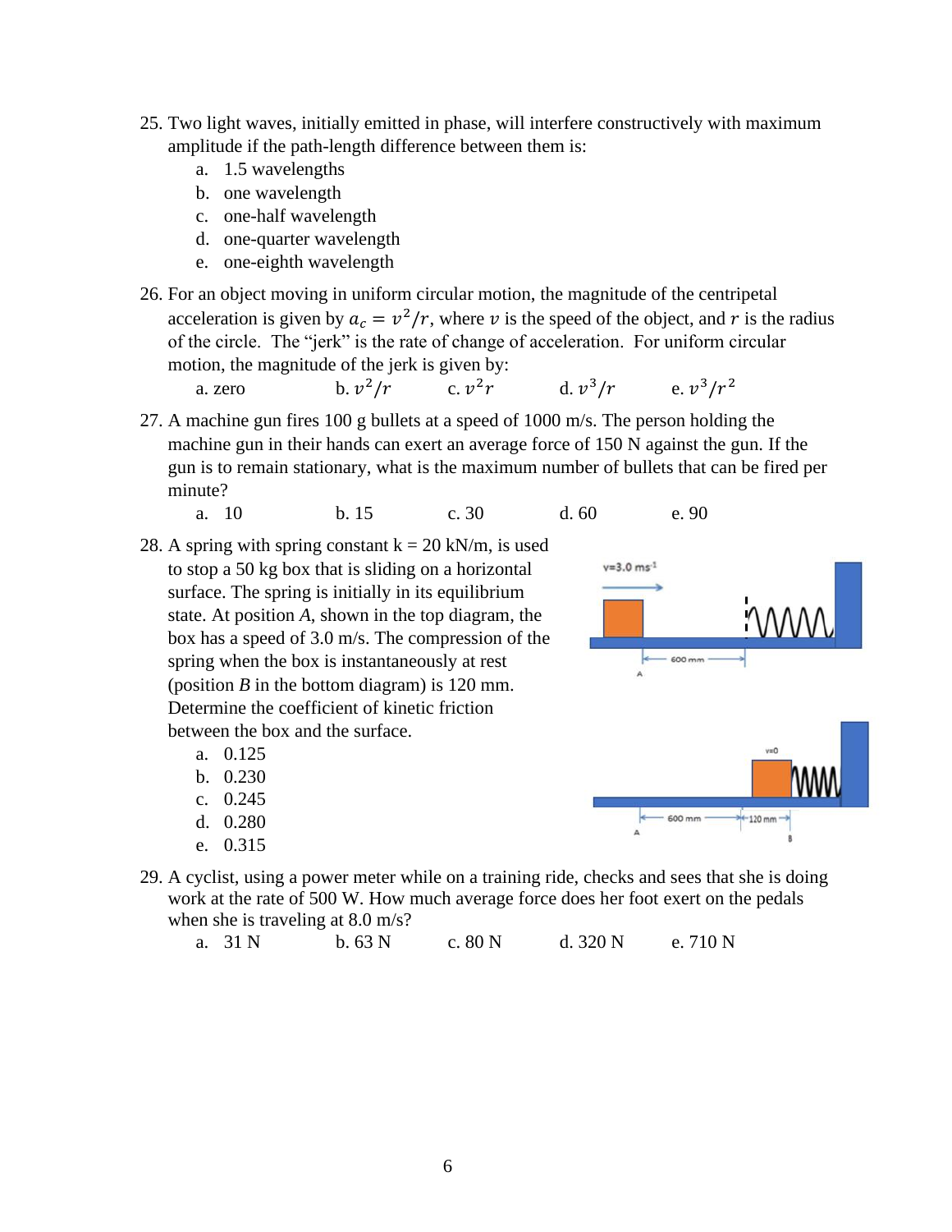25. Two light waves, initially emitted in phase, will interfere constructively with maximum amplitude if the path-length difference between them is:
    a. 1.5 wavelengths
    b. one wavelength
    c. one-half wavelength
    d. one-quarter wavelength
    e. one-eighth wavelength

26. For an object moving in uniform circular motion, the magnitude of the centripetal acceleration is given by $a_c = v^2/r$, where $v$ is the speed of the object, and $r$ is the radius of the circle. The "jerk" is the rate of change of acceleration. For uniform circular motion, the magnitude of the jerk is given by:

    a. zero    b. $v^2/r$    c. $v^2 r$    d. $v^3/r$    e. $v^3/r^2$

27. A machine gun fires 100 g bullets at a speed of 1000 m/s. The person holding the machine gun in their hands can exert an average force of 150 N against the gun. If the gun is to remain stationary, what is the maximum number of bullets that can be fired per minute?

    a. 10    b. 15    c. 30    d. 60    e. 90

28. A spring with spring constant k = 20 kN/m, is used to stop a 50 kg box that is sliding on a horizontal surface. The spring is initially in its equilibrium state. At position *A*, shown in the top diagram, the box has a speed of 3.0 m/s. The compression of the spring when the box is instantaneously at rest (position *B* in the bottom diagram) is 120 mm. Determine the coefficient of kinetic friction between the box and the surface.
    a. 0.125
    b. 0.230
    c. 0.245
    d. 0.280
    e. 0.315

29. A cyclist, using a power meter while on a training ride, checks and sees that she is doing work at the rate of 500 W. How much average force does her foot exert on the pedals when she is traveling at 8.0 m/s?

    a. 31 N    b. 63 N    c. 80 N    d. 320 N    e. 710 N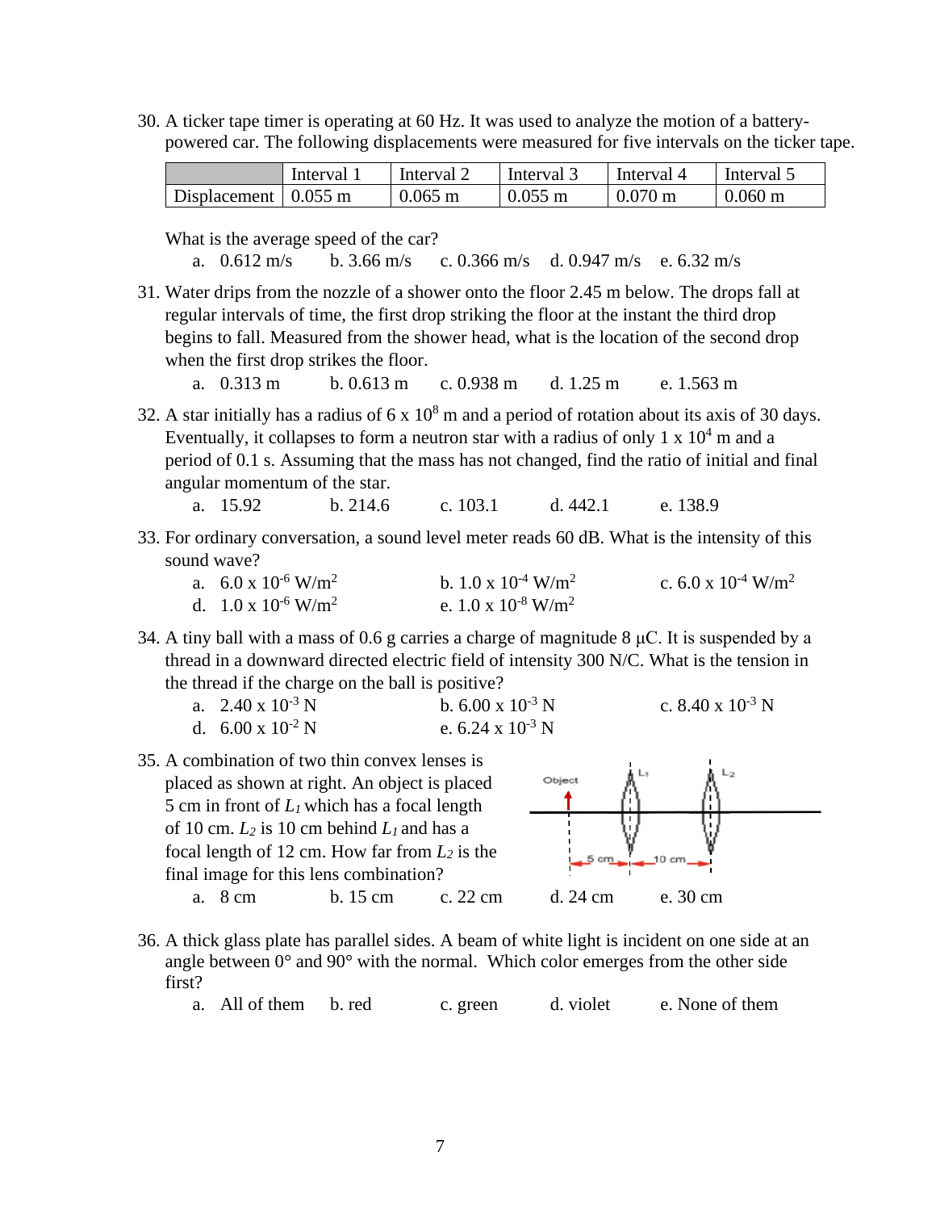30. A ticker tape timer is operating at 60 Hz. It was used to analyze the motion of a battery-powered car. The following displacements were measured for five intervals on the ticker tape.

| | Interval 1 | Interval 2 | Interval 3 | Interval 4 | Interval 5 |
|---|---|---|---|---|---|
| Displacement | 0.055 m | 0.065 m | 0.055 m | 0.070 m | 0.060 m |

What is the average speed of the car?

a. 0.612 m/s  b. 3.66 m/s  c. 0.366 m/s  d. 0.947 m/s  e. 6.32 m/s

31. Water drips from the nozzle of a shower onto the floor 2.45 m below. The drops fall at regular intervals of time, the first drop striking the floor at the instant the third drop begins to fall. Measured from the shower head, what is the location of the second drop when the first drop strikes the floor.

a. 0.313 m  b. 0.613 m  c. 0.938 m  d. 1.25 m  e. 1.563 m

32. A star initially has a radius of $6 \times 10^8$ m and a period of rotation about its axis of 30 days. Eventually, it collapses to form a neutron star with a radius of only $1 \times 10^4$ m and a period of 0.1 s. Assuming that the mass has not changed, find the ratio of initial and final angular momentum of the star.

a. 15.92  b. 214.6  c. 103.1  d. 442.1  e. 138.9

33. For ordinary conversation, a sound level meter reads 60 dB. What is the intensity of this sound wave?

a. $6.0 \times 10^{-6}$ W/m$^2$  b. $1.0 \times 10^{-4}$ W/m$^2$  c. $6.0 \times 10^{-4}$ W/m$^2$

d. $1.0 \times 10^{-6}$ W/m$^2$  e. $1.0 \times 10^{-8}$ W/m$^2$

34. A tiny ball with a mass of 0.6 g carries a charge of magnitude 8 μC. It is suspended by a thread in a downward directed electric field of intensity 300 N/C. What is the tension in the thread if the charge on the ball is positive?

a. $2.40 \times 10^{-3}$ N  b. $6.00 \times 10^{-3}$ N  c. $8.40 \times 10^{-3}$ N

d. $6.00 \times 10^{-2}$ N  e. $6.24 \times 10^{-3}$ N

35. A combination of two thin convex lenses is placed as shown at right. An object is placed 5 cm in front of $L_1$ which has a focal length of 10 cm. $L_2$ is 10 cm behind $L_1$ and has a focal length of 12 cm. How far from $L_2$ is the final image for this lens combination?

a. 8 cm  b. 15 cm  c. 22 cm  d. 24 cm  e. 30 cm

36. A thick glass plate has parallel sides. A beam of white light is incident on one side at an angle between 0° and 90° with the normal. Which color emerges from the other side first?

a. All of them  b. red  c. green  d. violet  e. None of them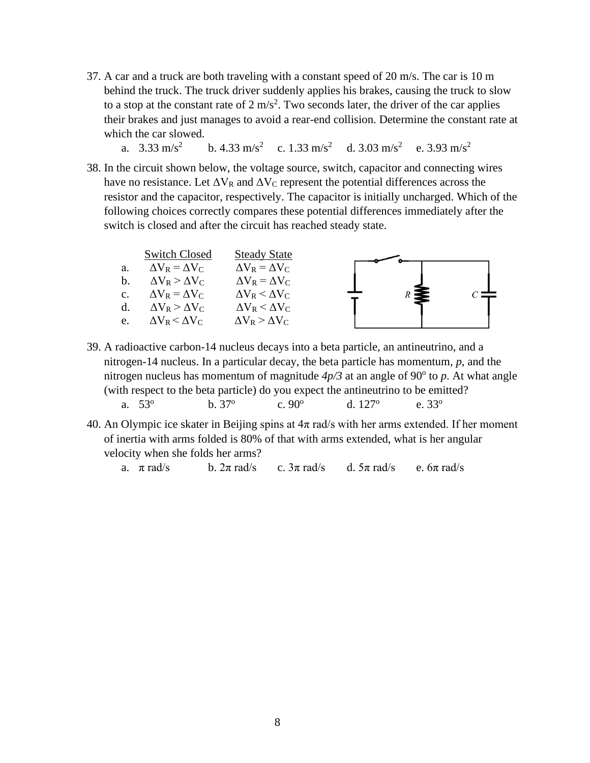37. A car and a truck are both traveling with a constant speed of 20 m/s. The car is 10 m behind the truck. The truck driver suddenly applies his brakes, causing the truck to slow to a stop at the constant rate of 2 $m/s^2$. Two seconds later, the driver of the car applies their brakes and just manages to avoid a rear-end collision. Determine the constant rate at which the car slowed.

    a. 3.33 $m/s^2$  b. 4.33 $m/s^2$  c. 1.33 $m/s^2$  d. 3.03 $m/s^2$  e. 3.93 $m/s^2$

38. In the circuit shown below, the voltage source, switch, capacitor and connecting wires have no resistance. Let $\Delta V_R$ and $\Delta V_C$ represent the potential differences across the resistor and the capacitor, respectively. The capacitor is initially uncharged. Which of the following choices correctly compares these potential differences immediately after the switch is closed and after the circuit has reached steady state.

|  | Switch Closed | Steady State |
|---|---|---|
| a. | $\Delta V_R = \Delta V_C$ | $\Delta V_R = \Delta V_C$ |
| b. | $\Delta V_R > \Delta V_C$ | $\Delta V_R = \Delta V_C$ |
| c. | $\Delta V_R = \Delta V_C$ | $\Delta V_R < \Delta V_C$ |
| d. | $\Delta V_R > \Delta V_C$ | $\Delta V_R < \Delta V_C$ |
| e. | $\Delta V_R < \Delta V_C$ | $\Delta V_R > \Delta V_C$ |

39. A radioactive carbon-14 nucleus decays into a beta particle, an antineutrino, and a nitrogen-14 nucleus. In a particular decay, the beta particle has momentum, *p*, and the nitrogen nucleus has momentum of magnitude *4p/3* at an angle of 90° to *p*. At what angle (with respect to the beta particle) do you expect the antineutrino to be emitted?

    a. 53°  b. 37°  c. 90°  d. 127°  e. 33°

40. An Olympic ice skater in Beijing spins at 4π rad/s with her arms extended. If her moment of inertia with arms folded is 80% of that with arms extended, what is her angular velocity when she folds her arms?

    a. π rad/s  b. 2π rad/s  c. 3π rad/s  d. 5π rad/s  e. 6π rad/s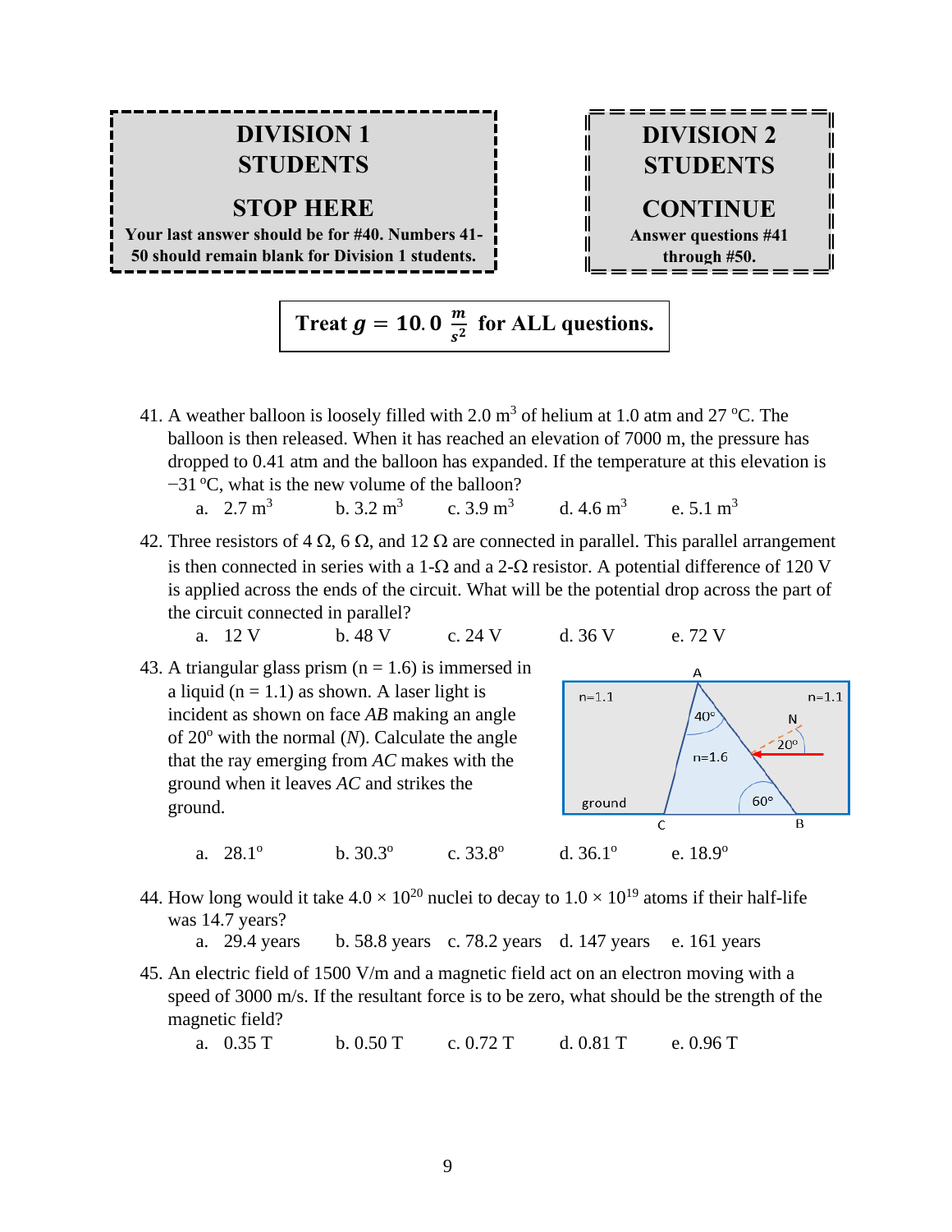**DIVISION 1 STUDENTS**

**STOP HERE**

**Your last answer should be for #40. Numbers 41-50 should remain blank for Division 1 students.**

**DIVISION 2 STUDENTS**

**CONTINUE**

**Answer questions #41 through #50.**

**Treat $g = 10.0 \frac{m}{s^2}$ for ALL questions.**

41. A weather balloon is loosely filled with 2.0 $m^3$ of helium at 1.0 atm and 27 ºC. The balloon is then released. When it has reached an elevation of 7000 m, the pressure has dropped to 0.41 atm and the balloon has expanded. If the temperature at this elevation is −31 ºC, what is the new volume of the balloon?

    a. 2.7 $m^3$ b. 3.2 $m^3$ c. 3.9 $m^3$ d. 4.6 $m^3$ e. 5.1 $m^3$

42. Three resistors of 4 Ω, 6 Ω, and 12 Ω are connected in parallel. This parallel arrangement is then connected in series with a 1-Ω and a 2-Ω resistor. A potential difference of 120 V is applied across the ends of the circuit. What will be the potential drop across the part of the circuit connected in parallel?

    a. 12 V b. 48 V c. 24 V d. 36 V e. 72 V

43. A triangular glass prism (n = 1.6) is immersed in a liquid (n = 1.1) as shown. A laser light is incident as shown on face *AB* making an angle of 20º with the normal (*N*). Calculate the angle that the ray emerging from *AC* makes with the ground when it leaves *AC* and strikes the ground.

    A, n=1.1, n=1.1, 40º, N, 20º, n=1.6, ground, 60º, C, B

    a. 28.1º b. 30.3º c. 33.8º d. 36.1º e. 18.9º

44. How long would it take $4.0 \times 10^{20}$ nuclei to decay to $1.0 \times 10^{19}$ atoms if their half-life was 14.7 years?

    a. 29.4 years b. 58.8 years c. 78.2 years d. 147 years e. 161 years

45. An electric field of 1500 V/m and a magnetic field act on an electron moving with a speed of 3000 m/s. If the resultant force is to be zero, what should be the strength of the magnetic field?

    a. 0.35 T b. 0.50 T c. 0.72 T d. 0.81 T e. 0.96 T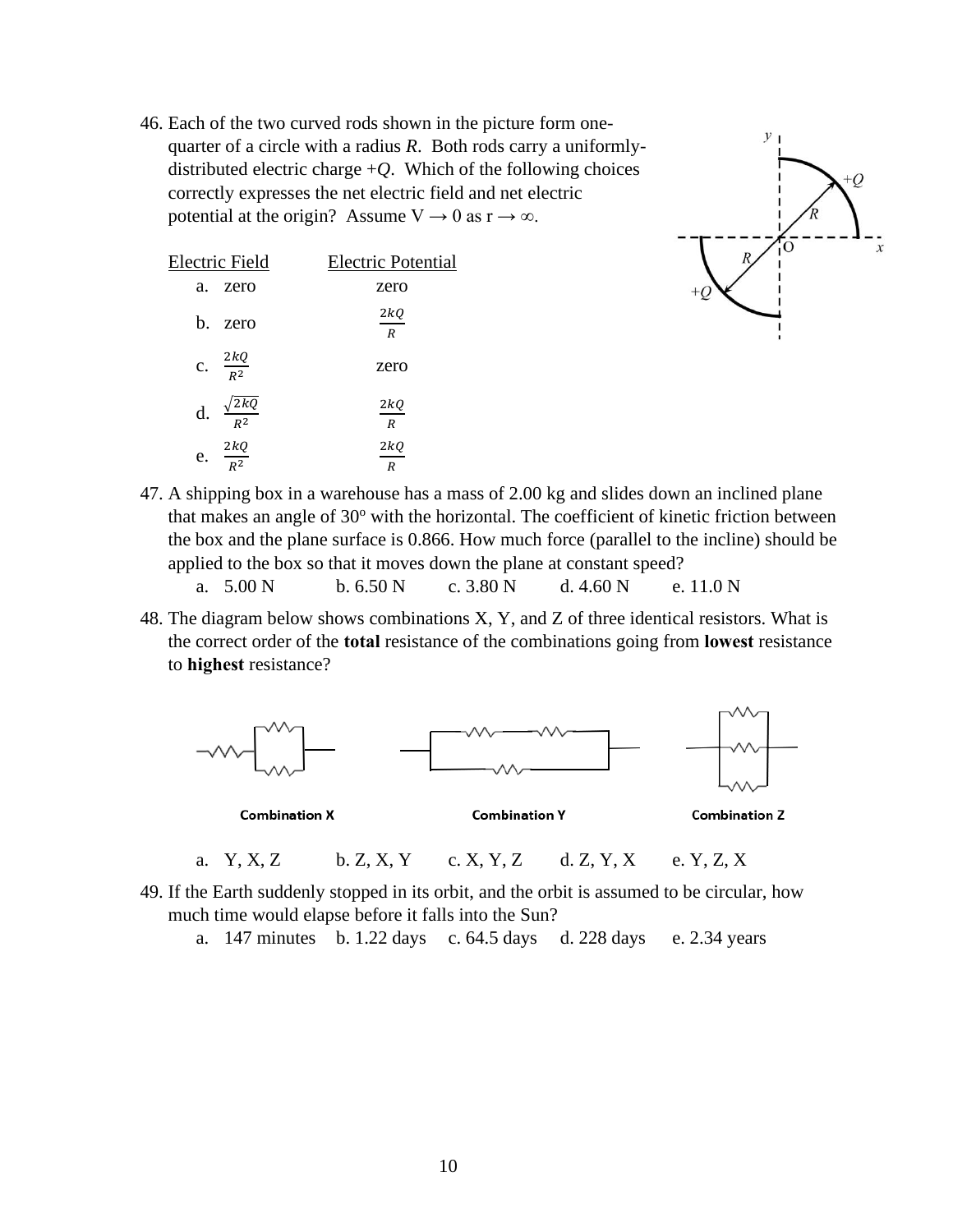46. Each of the two curved rods shown in the picture form one-quarter of a circle with a radius $R$. Both rods carry a uniformly-distributed electric charge $+Q$. Which of the following choices correctly expresses the net electric field and net electric potential at the origin? Assume $V \rightarrow 0$ as $r \rightarrow \infty$.

| | Electric Field | Electric Potential |
|---|---|---|
| a. | zero | zero |
| b. | zero | $\frac{2kQ}{R}$ |
| c. | $\frac{2kQ}{R^2}$ | zero |
| d. | $\frac{\sqrt{2}kQ}{R^2}$ | $\frac{2kQ}{R}$ |
| e. | $\frac{2kQ}{R^2}$ | $\frac{2kQ}{R}$ |

47. A shipping box in a warehouse has a mass of 2.00 kg and slides down an inclined plane that makes an angle of 30° with the horizontal. The coefficient of kinetic friction between the box and the plane surface is 0.866. How much force (parallel to the incline) should be applied to the box so that it moves down the plane at constant speed?

    a. 5.00 N b. 6.50 N c. 3.80 N d. 4.60 N e. 11.0 N

48. The diagram below shows combinations X, Y, and Z of three identical resistors. What is the correct order of the **total** resistance of the combinations going from **lowest** resistance to **highest** resistance?

Combination X Combination Y Combination Z

    a. Y, X, Z b. Z, X, Y c. X, Y, Z d. Z, Y, X e. Y, Z, X

49. If the Earth suddenly stopped in its orbit, and the orbit is assumed to be circular, how much time would elapse before it falls into the Sun?

    a. 147 minutes b. 1.22 days c. 64.5 days d. 228 days e. 2.34 years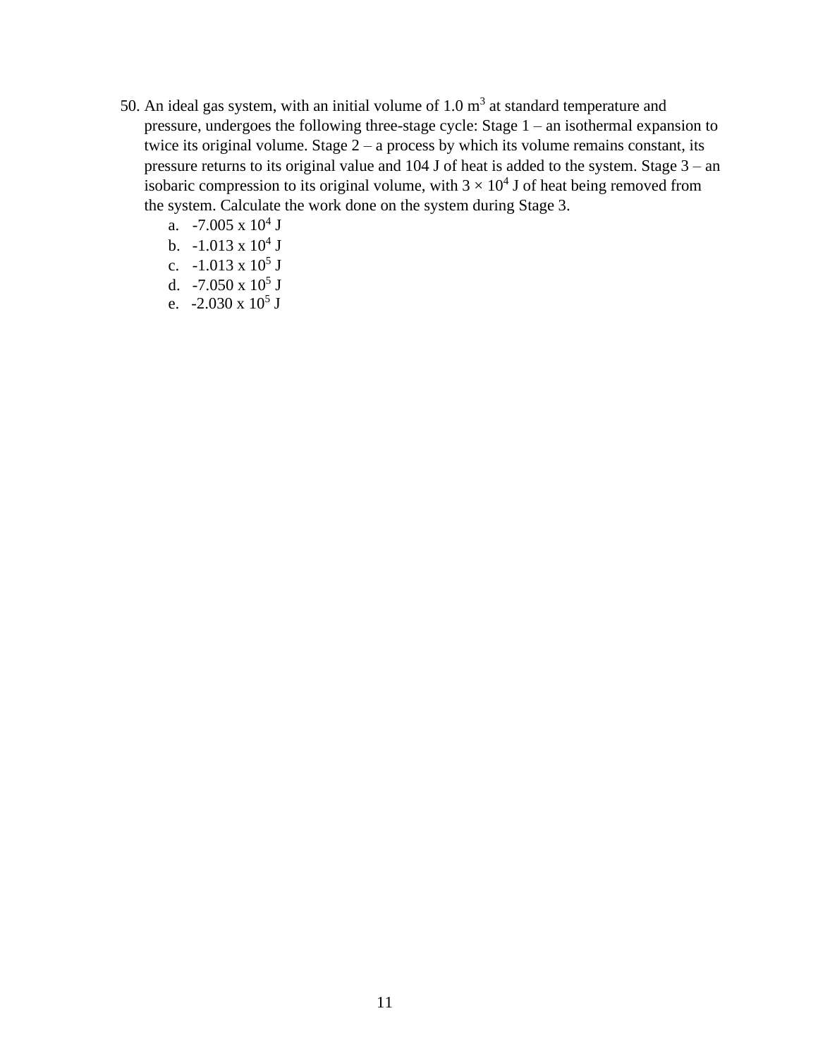50. An ideal gas system, with an initial volume of 1.0 $m^3$ at standard temperature and pressure, undergoes the following three-stage cycle: Stage 1 – an isothermal expansion to twice its original volume. Stage 2 – a process by which its volume remains constant, its pressure returns to its original value and 104 J of heat is added to the system. Stage 3 – an isobaric compression to its original volume, with $3 \times 10^4$ J of heat being removed from the system. Calculate the work done on the system during Stage 3.
    a. $-7.005 \times 10^4$ J
    b. $-1.013 \times 10^4$ J
    c. $-1.013 \times 10^5$ J
    d. $-7.050 \times 10^5$ J
    e. $-2.030 \times 10^5$ J